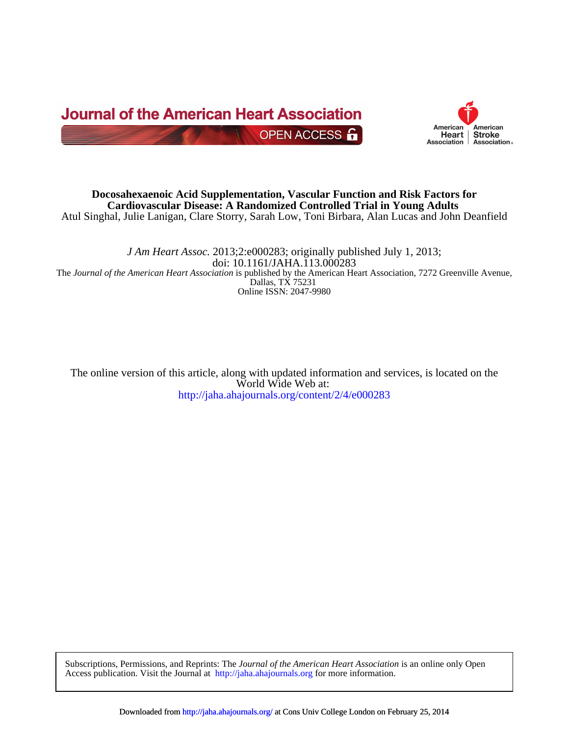# Docosahexaenoic Acid Supplementation, Vascular Function and Risk Factors for Cardiovascular Disease: A Randomized Controlled Trial in Young Adults

Atul Singhal, Julie Lanigan, Clare Storry, Sarah Low, Toni Birbara, Alan Lucas and John Deanfield

*J Am Heart Assoc.* 2013;2:e000283; originally published July 1, 2013;
doi: 10.1161/JAHA.113.000283

The *Journal of the American Heart Association* is published by the American Heart Association, 7272 Greenville Avenue, Dallas, TX 75231
Online ISSN: 2047-9980

The online version of this article, along with updated information and services, is located on the World Wide Web at:
http://jaha.ahajournals.org/content/2/4/e000283

Subscriptions, Permissions, and Reprints: The *Journal of the American Heart Association* is an online only Open Access publication. Visit the Journal at http://jaha.ahajournals.org for more information.

Downloaded from http://jaha.ahajournals.org/ at Cons Univ College London on February 25, 2014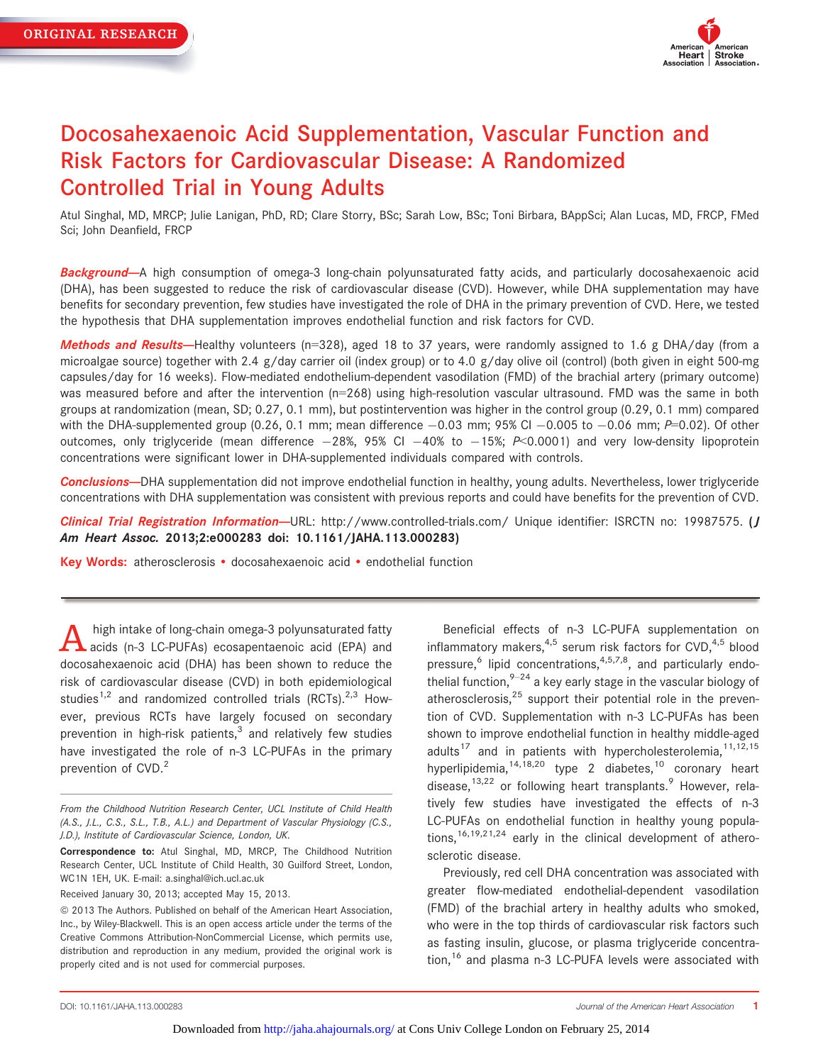# Docosahexaenoic Acid Supplementation, Vascular Function and Risk Factors for Cardiovascular Disease: A Randomized Controlled Trial in Young Adults

Atul Singhal, MD, MRCP; Julie Lanigan, PhD, RD; Clare Storry, BSc; Sarah Low, BSc; Toni Birbara, BAppSci; Alan Lucas, MD, FRCP, FMed Sci; John Deanfield, FRCP

***Background*—**A high consumption of omega-3 long-chain polyunsaturated fatty acids, and particularly docosahexaenoic acid (DHA), has been suggested to reduce the risk of cardiovascular disease (CVD). However, while DHA supplementation may have benefits for secondary prevention, few studies have investigated the role of DHA in the primary prevention of CVD. Here, we tested the hypothesis that DHA supplementation improves endothelial function and risk factors for CVD.

***Methods and Results*—**Healthy volunteers (n=328), aged 18 to 37 years, were randomly assigned to 1.6 g DHA/day (from a microalgae source) together with 2.4 g/day carrier oil (index group) or to 4.0 g/day olive oil (control) (both given in eight 500-mg capsules/day for 16 weeks). Flow-mediated endothelium-dependent vasodilation (FMD) of the brachial artery (primary outcome) was measured before and after the intervention (n=268) using high-resolution vascular ultrasound. FMD was the same in both groups at randomization (mean, SD; 0.27, 0.1 mm), but postintervention was higher in the control group (0.29, 0.1 mm) compared with the DHA-supplemented group (0.26, 0.1 mm; mean difference −0.03 mm; 95% CI −0.005 to −0.06 mm; $P$=0.02). Of other outcomes, only triglyceride (mean difference −28%, 95% CI −40% to −15%; $P$<0.0001) and very low-density lipoprotein concentrations were significant lower in DHA-supplemented individuals compared with controls.

***Conclusions*—**DHA supplementation did not improve endothelial function in healthy, young adults. Nevertheless, lower triglyceride concentrations with DHA supplementation was consistent with previous reports and could have benefits for the prevention of CVD.

***Clinical Trial Registration Information*—**URL: http://www.controlled-trials.com/ Unique identifier: ISRCTN no: 19987575. **(*J Am Heart Assoc.* 2013;2:e000283 doi: 10.1161/JAHA.113.000283)**

**Key Words:** atherosclerosis • docosahexaenoic acid • endothelial function

A high intake of long-chain omega-3 polyunsaturated fatty acids (n-3 LC-PUFAs) ecosapentaenoic acid (EPA) and docosahexaenoic acid (DHA) has been shown to reduce the risk of cardiovascular disease (CVD) in both epidemiological studies[1,2] and randomized controlled trials (RCTs).[2,3] However, previous RCTs have largely focused on secondary prevention in high-risk patients,[3] and relatively few studies have investigated the role of n-3 LC-PUFAs in the primary prevention of CVD.[2]

*From the Childhood Nutrition Research Center, UCL Institute of Child Health (A.S., J.L., C.S., S.L., T.B., A.L.) and Department of Vascular Physiology (C.S., J.D.), Institute of Cardiovascular Science, London, UK.*

**Correspondence to:** Atul Singhal, MD, MRCP, The Childhood Nutrition Research Center, UCL Institute of Child Health, 30 Guilford Street, London, WC1N 1EH, UK. E-mail: a.singhal@ich.ucl.ac.uk

Received January 30, 2013; accepted May 15, 2013.

© 2013 The Authors. Published on behalf of the American Heart Association, Inc., by Wiley-Blackwell. This is an open access article under the terms of the Creative Commons Attribution-NonCommercial License, which permits use, distribution and reproduction in any medium, provided the original work is properly cited and is not used for commercial purposes.

Beneficial effects of n-3 LC-PUFA supplementation on inflammatory makers,[4,5] serum risk factors for CVD,[4,5] blood pressure,[6] lipid concentrations,[4,5,7,8], and particularly endothelial function,[9–24] a key early stage in the vascular biology of atherosclerosis,[25] support their potential role in the prevention of CVD. Supplementation with n-3 LC-PUFAs has been shown to improve endothelial function in healthy middle-aged adults[17] and in patients with hypercholesterolemia,[11,12,15] hyperlipidemia,[14,18,20] type 2 diabetes,[10] coronary heart disease,[13,22] or following heart transplants.[9] However, relatively few studies have investigated the effects of n-3 LC-PUFAs on endothelial function in healthy young populations,[16,19,21,24] early in the clinical development of atherosclerotic disease.

Previously, red cell DHA concentration was associated with greater flow-mediated endothelial-dependent vasodilation (FMD) of the brachial artery in healthy adults who smoked, who were in the top thirds of cardiovascular risk factors such as fasting insulin, glucose, or plasma triglyceride concentration,[16] and plasma n-3 LC-PUFA levels were associated with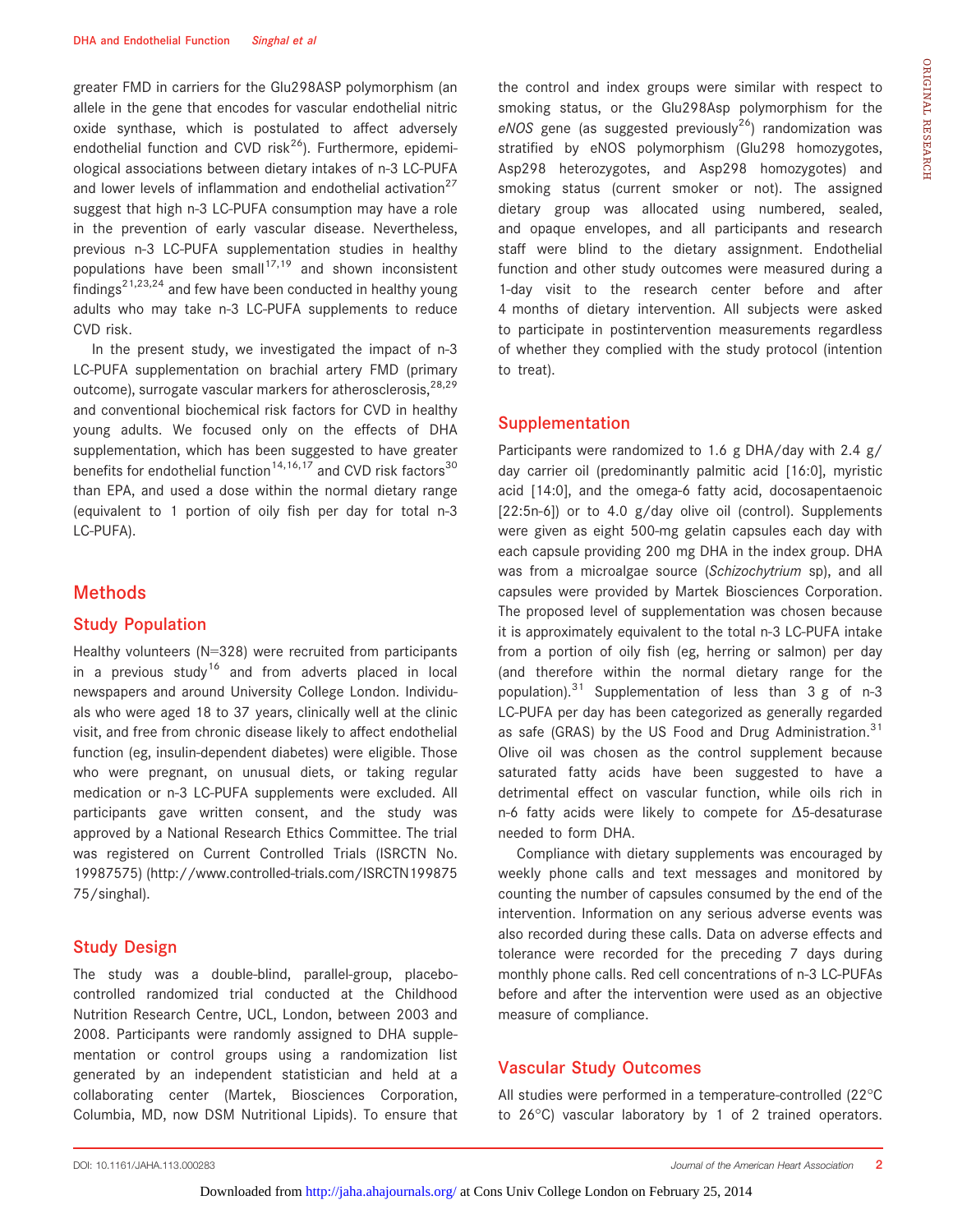greater FMD in carriers for the Glu298ASP polymorphism (an allele in the gene that encodes for vascular endothelial nitric oxide synthase, which is postulated to affect adversely endothelial function and CVD risk[26]). Furthermore, epidemiological associations between dietary intakes of n-3 LC-PUFA and lower levels of inflammation and endothelial activation[27] suggest that high n-3 LC-PUFA consumption may have a role in the prevention of early vascular disease. Nevertheless, previous n-3 LC-PUFA supplementation studies in healthy populations have been small[17,19] and shown inconsistent findings[21,23,24] and few have been conducted in healthy young adults who may take n-3 LC-PUFA supplements to reduce CVD risk.

In the present study, we investigated the impact of n-3 LC-PUFA supplementation on brachial artery FMD (primary outcome), surrogate vascular markers for atherosclerosis,[28,29] and conventional biochemical risk factors for CVD in healthy young adults. We focused only on the effects of DHA supplementation, which has been suggested to have greater benefits for endothelial function[14,16,17] and CVD risk factors[30] than EPA, and used a dose within the normal dietary range (equivalent to 1 portion of oily fish per day for total n-3 LC-PUFA).

## Methods

### Study Population

Healthy volunteers (N=328) were recruited from participants in a previous study[16] and from adverts placed in local newspapers and around University College London. Individuals who were aged 18 to 37 years, clinically well at the clinic visit, and free from chronic disease likely to affect endothelial function (eg, insulin-dependent diabetes) were eligible. Those who were pregnant, on unusual diets, or taking regular medication or n-3 LC-PUFA supplements were excluded. All participants gave written consent, and the study was approved by a National Research Ethics Committee. The trial was registered on Current Controlled Trials (ISRCTN No. 19987575) (http://www.controlled-trials.com/ISRCTN19987575/singhal).

### Study Design

The study was a double-blind, parallel-group, placebo-controlled randomized trial conducted at the Childhood Nutrition Research Centre, UCL, London, between 2003 and 2008. Participants were randomly assigned to DHA supplementation or control groups using a randomization list generated by an independent statistician and held at a collaborating center (Martek, Biosciences Corporation, Columbia, MD, now DSM Nutritional Lipids). To ensure that the control and index groups were similar with respect to smoking status, or the Glu298Asp polymorphism for the *eNOS* gene (as suggested previously[26]) randomization was stratified by eNOS polymorphism (Glu298 homozygotes, Asp298 heterozygotes, and Asp298 homozygotes) and smoking status (current smoker or not). The assigned dietary group was allocated using numbered, sealed, and opaque envelopes, and all participants and research staff were blind to the dietary assignment. Endothelial function and other study outcomes were measured during a 1-day visit to the research center before and after 4 months of dietary intervention. All subjects were asked to participate in postintervention measurements regardless of whether they complied with the study protocol (intention to treat).

### Supplementation

Participants were randomized to 1.6 g DHA/day with 2.4 g/day carrier oil (predominantly palmitic acid [16:0], myristic acid [14:0], and the omega-6 fatty acid, docosapentaenoic [22:5n-6]) or to 4.0 g/day olive oil (control). Supplements were given as eight 500-mg gelatin capsules each day with each capsule providing 200 mg DHA in the index group. DHA was from a microalgae source (*Schizochytrium* sp), and all capsules were provided by Martek Biosciences Corporation. The proposed level of supplementation was chosen because it is approximately equivalent to the total n-3 LC-PUFA intake from a portion of oily fish (eg, herring or salmon) per day (and therefore within the normal dietary range for the population).[31] Supplementation of less than 3 g of n-3 LC-PUFA per day has been categorized as generally regarded as safe (GRAS) by the US Food and Drug Administration.[31] Olive oil was chosen as the control supplement because saturated fatty acids have been suggested to have a detrimental effect on vascular function, while oils rich in n-6 fatty acids were likely to compete for $\Delta$5-desaturase needed to form DHA.

Compliance with dietary supplements was encouraged by weekly phone calls and text messages and monitored by counting the number of capsules consumed by the end of the intervention. Information on any serious adverse events was also recorded during these calls. Data on adverse effects and tolerance were recorded for the preceding 7 days during monthly phone calls. Red cell concentrations of n-3 LC-PUFAs before and after the intervention were used as an objective measure of compliance.

### Vascular Study Outcomes

All studies were performed in a temperature-controlled (22°C to 26°C) vascular laboratory by 1 of 2 trained operators.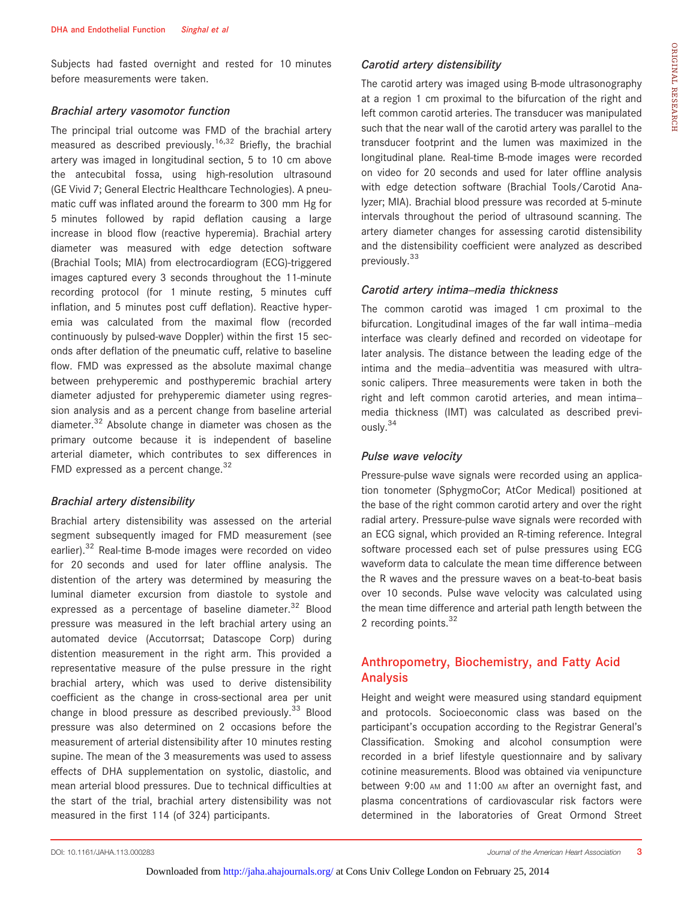Subjects had fasted overnight and rested for 10 minutes before measurements were taken.

### Brachial artery vasomotor function

The principal trial outcome was FMD of the brachial artery measured as described previously.[16,32] Briefly, the brachial artery was imaged in longitudinal section, 5 to 10 cm above the antecubital fossa, using high-resolution ultrasound (GE Vivid 7; General Electric Healthcare Technologies). A pneumatic cuff was inflated around the forearm to 300 mm Hg for 5 minutes followed by rapid deflation causing a large increase in blood flow (reactive hyperemia). Brachial artery diameter was measured with edge detection software (Brachial Tools; MIA) from electrocardiogram (ECG)-triggered images captured every 3 seconds throughout the 11-minute recording protocol (for 1 minute resting, 5 minutes cuff inflation, and 5 minutes post cuff deflation). Reactive hyperemia was calculated from the maximal flow (recorded continuously by pulsed-wave Doppler) within the first 15 seconds after deflation of the pneumatic cuff, relative to baseline flow. FMD was expressed as the absolute maximal change between prehyperemic and posthyperemic brachial artery diameter adjusted for prehyperemic diameter using regression analysis and as a percent change from baseline arterial diameter.[32] Absolute change in diameter was chosen as the primary outcome because it is independent of baseline arterial diameter, which contributes to sex differences in FMD expressed as a percent change.[32]

### Brachial artery distensibility

Brachial artery distensibility was assessed on the arterial segment subsequently imaged for FMD measurement (see earlier).[32] Real-time B-mode images were recorded on video for 20 seconds and used for later offline analysis. The distention of the artery was determined by measuring the luminal diameter excursion from diastole to systole and expressed as a percentage of baseline diameter.[32] Blood pressure was measured in the left brachial artery using an automated device (Accutorrsat; Datascope Corp) during distention measurement in the right arm. This provided a representative measure of the pulse pressure in the right brachial artery, which was used to derive distensibility coefficient as the change in cross-sectional area per unit change in blood pressure as described previously.[33] Blood pressure was also determined on 2 occasions before the measurement of arterial distensibility after 10 minutes resting supine. The mean of the 3 measurements was used to assess effects of DHA supplementation on systolic, diastolic, and mean arterial blood pressures. Due to technical difficulties at the start of the trial, brachial artery distensibility was not measured in the first 114 (of 324) participants.

### Carotid artery distensibility

The carotid artery was imaged using B-mode ultrasonography at a region 1 cm proximal to the bifurcation of the right and left common carotid arteries. The transducer was manipulated such that the near wall of the carotid artery was parallel to the transducer footprint and the lumen was maximized in the longitudinal plane. Real-time B-mode images were recorded on video for 20 seconds and used for later offline analysis with edge detection software (Brachial Tools/Carotid Analyzer; MIA). Brachial blood pressure was recorded at 5-minute intervals throughout the period of ultrasound scanning. The artery diameter changes for assessing carotid distensibility and the distensibility coefficient were analyzed as described previously.[33]

### Carotid artery intima–media thickness

The common carotid was imaged 1 cm proximal to the bifurcation. Longitudinal images of the far wall intima–media interface was clearly defined and recorded on videotape for later analysis. The distance between the leading edge of the intima and the media–adventitia was measured with ultrasonic calipers. Three measurements were taken in both the right and left common carotid arteries, and mean intima–media thickness (IMT) was calculated as described previously.[34]

### Pulse wave velocity

Pressure-pulse wave signals were recorded using an application tonometer (SphygmoCor; AtCor Medical) positioned at the base of the right common carotid artery and over the right radial artery. Pressure-pulse wave signals were recorded with an ECG signal, which provided an R-timing reference. Integral software processed each set of pulse pressures using ECG waveform data to calculate the mean time difference between the R waves and the pressure waves on a beat-to-beat basis over 10 seconds. Pulse wave velocity was calculated using the mean time difference and arterial path length between the 2 recording points.[32]

## Anthropometry, Biochemistry, and Fatty Acid Analysis

Height and weight were measured using standard equipment and protocols. Socioeconomic class was based on the participant's occupation according to the Registrar General's Classification. Smoking and alcohol consumption were recorded in a brief lifestyle questionnaire and by salivary cotinine measurements. Blood was obtained via venipuncture between 9:00 AM and 11:00 AM after an overnight fast, and plasma concentrations of cardiovascular risk factors were determined in the laboratories of Great Ormond Street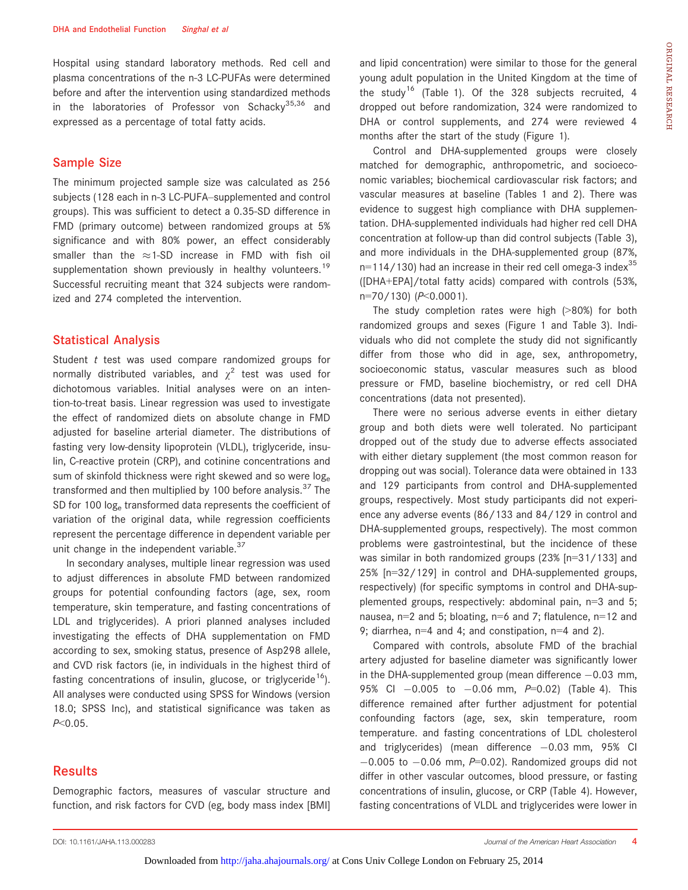Hospital using standard laboratory methods. Red cell and plasma concentrations of the n-3 LC-PUFAs were determined before and after the intervention using standardized methods in the laboratories of Professor von Schacky[35,36] and expressed as a percentage of total fatty acids.

## Sample Size

The minimum projected sample size was calculated as 256 subjects (128 each in n-3 LC-PUFA–supplemented and control groups). This was sufficient to detect a 0.35-SD difference in FMD (primary outcome) between randomized groups at 5% significance and with 80% power, an effect considerably smaller than the ≈1-SD increase in FMD with fish oil supplementation shown previously in healthy volunteers.[19] Successful recruiting meant that 324 subjects were randomized and 274 completed the intervention.

## Statistical Analysis

Student *t* test was used compare randomized groups for normally distributed variables, and $\chi^2$ test was used for dichotomous variables. Initial analyses were on an intention-to-treat basis. Linear regression was used to investigate the effect of randomized diets on absolute change in FMD adjusted for baseline arterial diameter. The distributions of fasting very low-density lipoprotein (VLDL), triglyceride, insulin, C-reactive protein (CRP), and cotinine concentrations and sum of skinfold thickness were right skewed and so were $\log_e$ transformed and then multiplied by 100 before analysis.[37] The SD for 100 $\log_e$ transformed data represents the coefficient of variation of the original data, while regression coefficients represent the percentage difference in dependent variable per unit change in the independent variable.[37]

In secondary analyses, multiple linear regression was used to adjust differences in absolute FMD between randomized groups for potential confounding factors (age, sex, room temperature, skin temperature, and fasting concentrations of LDL and triglycerides). A priori planned analyses included investigating the effects of DHA supplementation on FMD according to sex, smoking status, presence of Asp298 allele, and CVD risk factors (ie, in individuals in the highest third of fasting concentrations of insulin, glucose, or triglyceride[16]). All analyses were conducted using SPSS for Windows (version 18.0; SPSS Inc), and statistical significance was taken as $P<0.05$.

## Results

Demographic factors, measures of vascular structure and function, and risk factors for CVD (eg, body mass index [BMI] and lipid concentration) were similar to those for the general young adult population in the United Kingdom at the time of the study[16] (Table 1). Of the 328 subjects recruited, 4 dropped out before randomization, 324 were randomized to DHA or control supplements, and 274 were reviewed 4 months after the start of the study (Figure 1).

Control and DHA-supplemented groups were closely matched for demographic, anthropometric, and socioeconomic variables; biochemical cardiovascular risk factors; and vascular measures at baseline (Tables 1 and 2). There was evidence to suggest high compliance with DHA supplementation. DHA-supplemented individuals had higher red cell DHA concentration at follow-up than did control subjects (Table 3), and more individuals in the DHA-supplemented group (87%, n=114/130) had an increase in their red cell omega-3 index[35] ([DHA+EPA]/total fatty acids) compared with controls (53%, n=70/130) ($P<0.0001$).

The study completion rates were high (>80%) for both randomized groups and sexes (Figure 1 and Table 3). Individuals who did not complete the study did not significantly differ from those who did in age, sex, anthropometry, socioeconomic status, vascular measures such as blood pressure or FMD, baseline biochemistry, or red cell DHA concentrations (data not presented).

There were no serious adverse events in either dietary group and both diets were well tolerated. No participant dropped out of the study due to adverse effects associated with either dietary supplement (the most common reason for dropping out was social). Tolerance data were obtained in 133 and 129 participants from control and DHA-supplemented groups, respectively. Most study participants did not experience any adverse events (86/133 and 84/129 in control and DHA-supplemented groups, respectively). The most common problems were gastrointestinal, but the incidence of these was similar in both randomized groups (23% [n=31/133] and 25% [n=32/129] in control and DHA-supplemented groups, respectively) (for specific symptoms in control and DHA-supplemented groups, respectively: abdominal pain, n=3 and 5; nausea, n=2 and 5; bloating, n=6 and 7; flatulence, n=12 and 9; diarrhea, n=4 and 4; and constipation, n=4 and 2).

Compared with controls, absolute FMD of the brachial artery adjusted for baseline diameter was significantly lower in the DHA-supplemented group (mean difference −0.03 mm, 95% CI −0.005 to −0.06 mm, $P=0.02$) (Table 4). This difference remained after further adjustment for potential confounding factors (age, sex, skin temperature, room temperature. and fasting concentrations of LDL cholesterol and triglycerides) (mean difference −0.03 mm, 95% CI −0.005 to −0.06 mm, $P=0.02$). Randomized groups did not differ in other vascular outcomes, blood pressure, or fasting concentrations of insulin, glucose, or CRP (Table 4). However, fasting concentrations of VLDL and triglycerides were lower in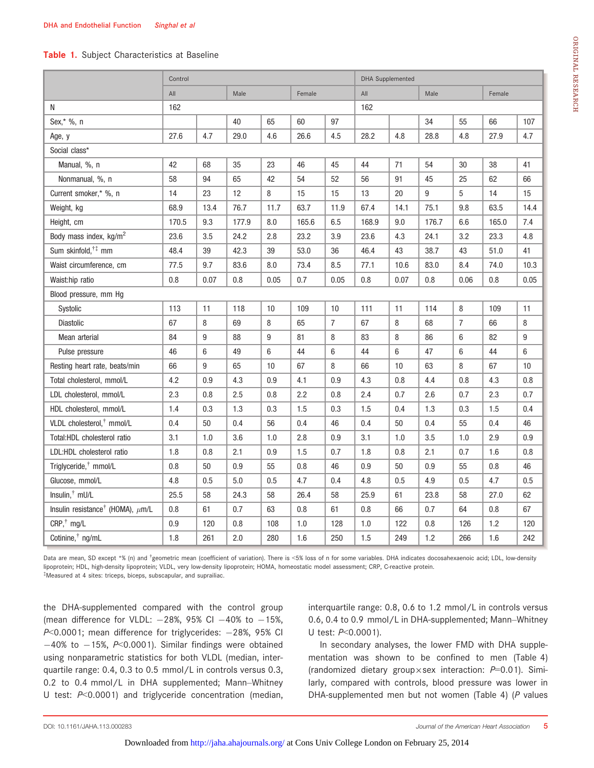**Table 1.** Subject Characteristics at Baseline

| | Control | | | | | | DHA Supplemented | | | | | |
|---|---|---|---|---|---|---|---|---|---|---|---|---|
| | All | | Male | | Female | | All | | Male | | Female | |
| N | 162 | | | | | | 162 | | | | | |
| Sex,* %, n | | | 40 | 65 | 60 | 97 | | | 34 | 55 | 66 | 107 |
| Age, y | 27.6 | 4.7 | 29.0 | 4.6 | 26.6 | 4.5 | 28.2 | 4.8 | 28.8 | 4.8 | 27.9 | 4.7 |
| Social class* | | | | | | | | | | | | |
| Manual, %, n | 42 | 68 | 35 | 23 | 46 | 45 | 44 | 71 | 54 | 30 | 38 | 41 |
| Nonmanual, %, n | 58 | 94 | 65 | 42 | 54 | 52 | 56 | 91 | 45 | 25 | 62 | 66 |
| Current smoker,* %, n | 14 | 23 | 12 | 8 | 15 | 15 | 13 | 20 | 9 | 5 | 14 | 15 |
| Weight, kg | 68.9 | 13.4 | 76.7 | 11.7 | 63.7 | 11.9 | 67.4 | 14.1 | 75.1 | 9.8 | 63.5 | 14.4 |
| Height, cm | 170.5 | 9.3 | 177.9 | 8.0 | 165.6 | 6.5 | 168.9 | 9.0 | 176.7 | 6.6 | 165.0 | 7.4 |
| Body mass index, kg/m$^2$ | 23.6 | 3.5 | 24.2 | 2.8 | 23.2 | 3.9 | 23.6 | 4.3 | 24.1 | 3.2 | 23.3 | 4.8 |
| Sum skinfold,†‡ mm | 48.4 | 39 | 42.3 | 39 | 53.0 | 36 | 46.4 | 43 | 38.7 | 43 | 51.0 | 41 |
| Waist circumference, cm | 77.5 | 9.7 | 83.6 | 8.0 | 73.4 | 8.5 | 77.1 | 10.6 | 83.0 | 8.4 | 74.0 | 10.3 |
| Waist:hip ratio | 0.8 | 0.07 | 0.8 | 0.05 | 0.7 | 0.05 | 0.8 | 0.07 | 0.8 | 0.06 | 0.8 | 0.05 |
| Blood pressure, mm Hg | | | | | | | | | | | | |
| Systolic | 113 | 11 | 118 | 10 | 109 | 10 | 111 | 11 | 114 | 8 | 109 | 11 |
| Diastolic | 67 | 8 | 69 | 8 | 65 | 7 | 67 | 8 | 68 | 7 | 66 | 8 |
| Mean arterial | 84 | 9 | 88 | 9 | 81 | 8 | 83 | 8 | 86 | 6 | 82 | 9 |
| Pulse pressure | 46 | 6 | 49 | 6 | 44 | 6 | 44 | 6 | 47 | 6 | 44 | 6 |
| Resting heart rate, beats/min | 66 | 9 | 65 | 10 | 67 | 8 | 66 | 10 | 63 | 8 | 67 | 10 |
| Total cholesterol, mmol/L | 4.2 | 0.9 | 4.3 | 0.9 | 4.1 | 0.9 | 4.3 | 0.8 | 4.4 | 0.8 | 4.3 | 0.8 |
| LDL cholesterol, mmol/L | 2.3 | 0.8 | 2.5 | 0.8 | 2.2 | 0.8 | 2.4 | 0.7 | 2.6 | 0.7 | 2.3 | 0.7 |
| HDL cholesterol, mmol/L | 1.4 | 0.3 | 1.3 | 0.3 | 1.5 | 0.3 | 1.5 | 0.4 | 1.3 | 0.3 | 1.5 | 0.4 |
| VLDL cholesterol,† mmol/L | 0.4 | 50 | 0.4 | 56 | 0.4 | 46 | 0.4 | 50 | 0.4 | 55 | 0.4 | 46 |
| Total:HDL cholesterol ratio | 3.1 | 1.0 | 3.6 | 1.0 | 2.8 | 0.9 | 3.1 | 1.0 | 3.5 | 1.0 | 2.9 | 0.9 |
| LDL:HDL cholesterol ratio | 1.8 | 0.8 | 2.1 | 0.9 | 1.5 | 0.7 | 1.8 | 0.8 | 2.1 | 0.7 | 1.6 | 0.8 |
| Triglyceride,† mmol/L | 0.8 | 50 | 0.9 | 55 | 0.8 | 46 | 0.9 | 50 | 0.9 | 55 | 0.8 | 46 |
| Glucose, mmol/L | 4.8 | 0.5 | 5.0 | 0.5 | 4.7 | 0.4 | 4.8 | 0.5 | 4.9 | 0.5 | 4.7 | 0.5 |
| Insulin,† mU/L | 25.5 | 58 | 24.3 | 58 | 26.4 | 58 | 25.9 | 61 | 23.8 | 58 | 27.0 | 62 |
| Insulin resistance† (HOMA), $\mu$m/L | 0.8 | 61 | 0.7 | 63 | 0.8 | 61 | 0.8 | 66 | 0.7 | 64 | 0.8 | 67 |
| CRP,† mg/L | 0.9 | 120 | 0.8 | 108 | 1.0 | 128 | 1.0 | 122 | 0.8 | 126 | 1.2 | 120 |
| Cotinine,† ng/mL | 1.8 | 261 | 2.0 | 280 | 1.6 | 250 | 1.5 | 249 | 1.2 | 266 | 1.6 | 242 |

Data are mean, SD except *% (n) and †geometric mean (coefficient of variation). There is <5% loss of n for some variables. DHA indicates docosahexaenoic acid; LDL, low-density lipoprotein; HDL, high-density lipoprotein; VLDL, very low-density lipoprotein; HOMA, homeostatic model assessment; CRP, C-reactive protein.
‡Measured at 4 sites: triceps, biceps, subscapular, and suprailiac.

the DHA-supplemented compared with the control group (mean difference for VLDL: −28%, 95% CI −40% to −15%, $P<0.0001$; mean difference for triglycerides: −28%, 95% CI −40% to −15%, $P<0.0001$). Similar findings were obtained using nonparametric statistics for both VLDL (median, interquartile range: 0.4, 0.3 to 0.5 mmol/L in controls versus 0.3, 0.2 to 0.4 mmol/L in DHA supplemented; Mann–Whitney U test: $P<0.0001$) and triglyceride concentration (median, interquartile range: 0.8, 0.6 to 1.2 mmol/L in controls versus 0.6, 0.4 to 0.9 mmol/L in DHA-supplemented; Mann–Whitney U test: $P<0.0001$).

In secondary analyses, the lower FMD with DHA supplementation was shown to be confined to men (Table 4) (randomized dietary group×sex interaction: $P=0.01$). Similarly, compared with controls, blood pressure was lower in DHA-supplemented men but not women (Table 4) ($P$ values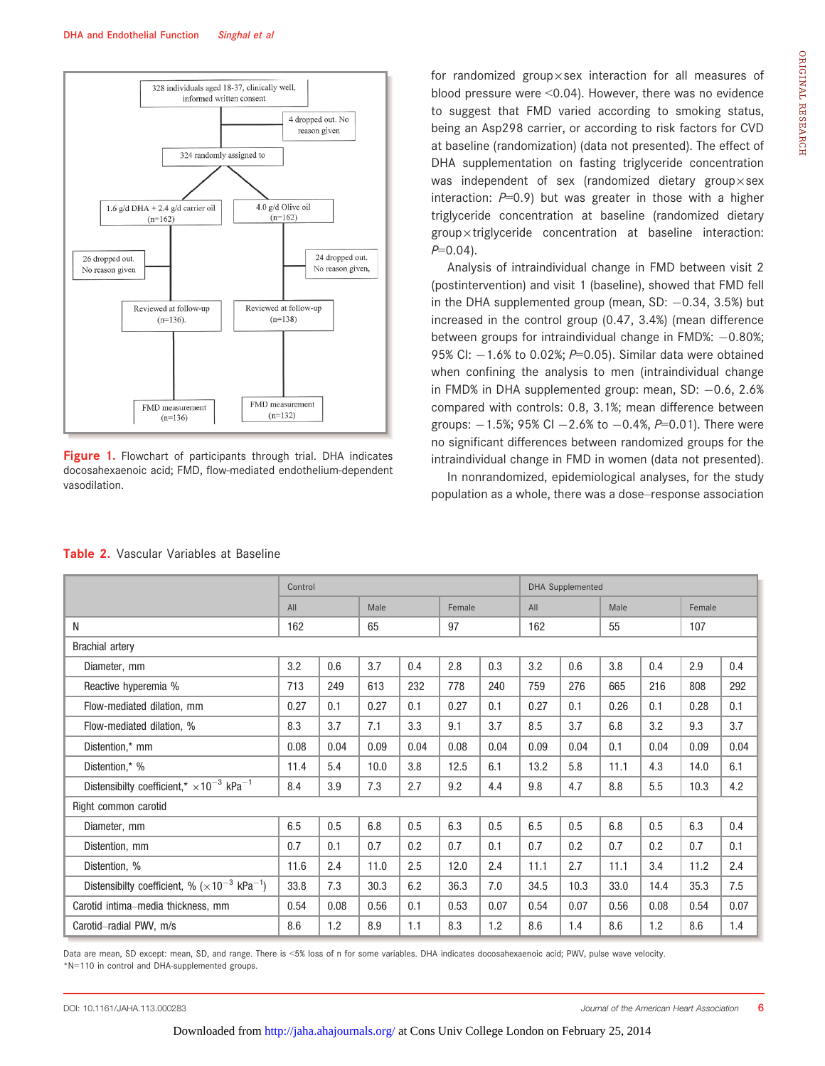**Figure 1.** Flowchart of participants through trial. DHA indicates docosahexaenoic acid; FMD, flow-mediated endothelium-dependent vasodilation.

for randomized group×sex interaction for all measures of blood pressure were <0.04). However, there was no evidence to suggest that FMD varied according to smoking status, being an Asp298 carrier, or according to risk factors for CVD at baseline (randomization) (data not presented). The effect of DHA supplementation on fasting triglyceride concentration was independent of sex (randomized dietary group×sex interaction: $P$=0.9) but was greater in those with a higher triglyceride concentration at baseline (randomized dietary group×triglyceride concentration at baseline interaction: $P$=0.04).

Analysis of intraindividual change in FMD between visit 2 (postintervention) and visit 1 (baseline), showed that FMD fell in the DHA supplemented group (mean, SD: −0.34, 3.5%) but increased in the control group (0.47, 3.4%) (mean difference between groups for intraindividual change in FMD%: −0.80%; 95% CI: −1.6% to 0.02%; $P$=0.05). Similar data were obtained when confining the analysis to men (intraindividual change in FMD% in DHA supplemented group: mean, SD: −0.6, 2.6% compared with controls: 0.8, 3.1%; mean difference between groups: −1.5%; 95% CI −2.6% to −0.4%, $P$=0.01). There were no significant differences between randomized groups for the intraindividual change in FMD in women (data not presented).

In nonrandomized, epidemiological analyses, for the study population as a whole, there was a dose–response association

**Table 2.** Vascular Variables at Baseline

| | Control | | | | | | DHA Supplemented | | | | | |
|---|---|---|---|---|---|---|---|---|---|---|---|---|
| | All | | Male | | Female | | All | | Male | | Female | |
| N | 162 | | 65 | | 97 | | 162 | | 55 | | 107 | |
| Brachial artery | | | | | | | | | | | | |
| Diameter, mm | 3.2 | 0.6 | 3.7 | 0.4 | 2.8 | 0.3 | 3.2 | 0.6 | 3.8 | 0.4 | 2.9 | 0.4 |
| Reactive hyperemia % | 713 | 249 | 613 | 232 | 778 | 240 | 759 | 276 | 665 | 216 | 808 | 292 |
| Flow-mediated dilation, mm | 0.27 | 0.1 | 0.27 | 0.1 | 0.27 | 0.1 | 0.27 | 0.1 | 0.26 | 0.1 | 0.28 | 0.1 |
| Flow-mediated dilation, % | 8.3 | 3.7 | 7.1 | 3.3 | 9.1 | 3.7 | 8.5 | 3.7 | 6.8 | 3.2 | 9.3 | 3.7 |
| Distention,* mm | 0.08 | 0.04 | 0.09 | 0.04 | 0.08 | 0.04 | 0.09 | 0.04 | 0.1 | 0.04 | 0.09 | 0.04 |
| Distention,* % | 11.4 | 5.4 | 10.0 | 3.8 | 12.5 | 6.1 | 13.2 | 5.8 | 11.1 | 4.3 | 14.0 | 6.1 |
| Distensibilty coefficient,* $\times 10^{-3}$ $kPa^{-1}$ | 8.4 | 3.9 | 7.3 | 2.7 | 9.2 | 4.4 | 9.8 | 4.7 | 8.8 | 5.5 | 10.3 | 4.2 |
| Right common carotid | | | | | | | | | | | | |
| Diameter, mm | 6.5 | 0.5 | 6.8 | 0.5 | 6.3 | 0.5 | 6.5 | 0.5 | 6.8 | 0.5 | 6.3 | 0.4 |
| Distention, mm | 0.7 | 0.1 | 0.7 | 0.2 | 0.7 | 0.1 | 0.7 | 0.2 | 0.7 | 0.2 | 0.7 | 0.1 |
| Distention, % | 11.6 | 2.4 | 11.0 | 2.5 | 12.0 | 2.4 | 11.1 | 2.7 | 11.1 | 3.4 | 11.2 | 2.4 |
| Distensibilty coefficient, % ($\times 10^{-3}$ $kPa^{-1}$) | 33.8 | 7.3 | 30.3 | 6.2 | 36.3 | 7.0 | 34.5 | 10.3 | 33.0 | 14.4 | 35.3 | 7.5 |
| Carotid intima–media thickness, mm | 0.54 | 0.08 | 0.56 | 0.1 | 0.53 | 0.07 | 0.54 | 0.07 | 0.56 | 0.08 | 0.54 | 0.07 |
| Carotid–radial PWV, m/s | 8.6 | 1.2 | 8.9 | 1.1 | 8.3 | 1.2 | 8.6 | 1.4 | 8.6 | 1.2 | 8.6 | 1.4 |

Data are mean, SD except: mean, SD, and range. There is <5% loss of n for some variables. DHA indicates docosahexaenoic acid; PWV, pulse wave velocity.
*N=110 in control and DHA-supplemented groups.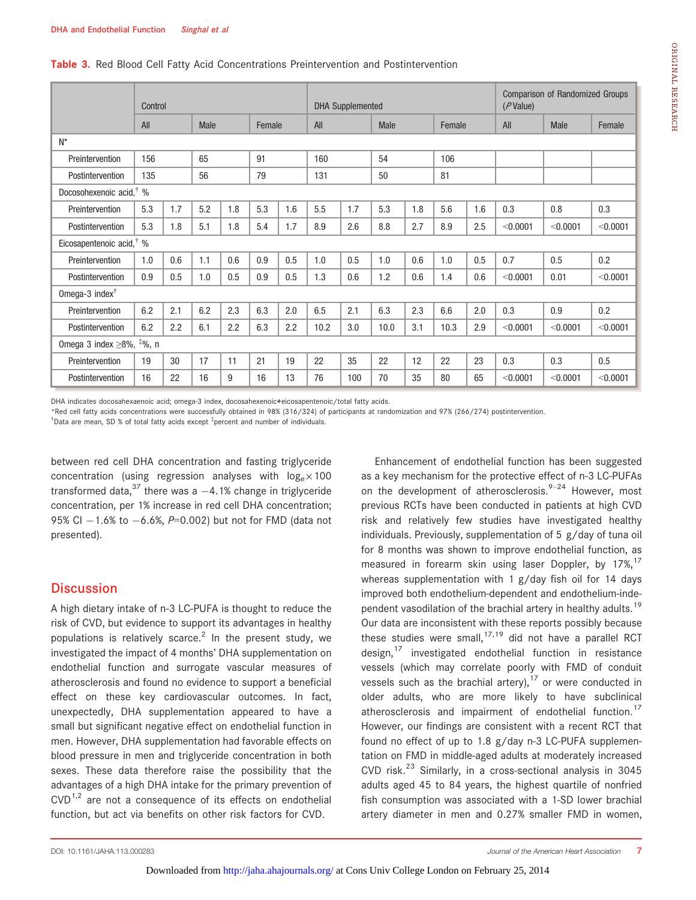**Table 3.** Red Blood Cell Fatty Acid Concentrations Preintervention and Postintervention

| | Control | | | | | | DHA Supplemented | | | | | | Comparison of Randomized Groups (*P* Value) | | |
|---|---|---|---|---|---|---|---|---|---|---|---|---|---|---|---|
| | All | | Male | | Female | | All | | Male | | Female | | All | Male | Female |
| N* | | | | | | | | | | | | | | | |
| Preintervention | 156 | | 65 | | 91 | | 160 | | 54 | | 106 | | | | |
| Postintervention | 135 | | 56 | | 79 | | 131 | | 50 | | 81 | | | | |
| Docosohexenoic acid,† % | | | | | | | | | | | | | | | |
| Preintervention | 5.3 | 1.7 | 5.2 | 1.8 | 5.3 | 1.6 | 5.5 | 1.7 | 5.3 | 1.8 | 5.6 | 1.6 | 0.3 | 0.8 | 0.3 |
| Postintervention | 5.3 | 1.8 | 5.1 | 1.8 | 5.4 | 1.7 | 8.9 | 2.6 | 8.8 | 2.7 | 8.9 | 2.5 | <0.0001 | <0.0001 | <0.0001 |
| Eicosapentenoic acid,† % | | | | | | | | | | | | | | | |
| Preintervention | 1.0 | 0.6 | 1.1 | 0.6 | 0.9 | 0.5 | 1.0 | 0.5 | 1.0 | 0.6 | 1.0 | 0.5 | 0.7 | 0.5 | 0.2 |
| Postintervention | 0.9 | 0.5 | 1.0 | 0.5 | 0.9 | 0.5 | 1.3 | 0.6 | 1.2 | 0.6 | 1.4 | 0.6 | <0.0001 | 0.01 | <0.0001 |
| Omega-3 index† | | | | | | | | | | | | | | | |
| Preintervention | 6.2 | 2.1 | 6.2 | 2.3 | 6.3 | 2.0 | 6.5 | 2.1 | 6.3 | 2.3 | 6.6 | 2.0 | 0.3 | 0.9 | 0.2 |
| Postintervention | 6.2 | 2.2 | 6.1 | 2.2 | 6.3 | 2.2 | 10.2 | 3.0 | 10.0 | 3.1 | 10.3 | 2.9 | <0.0001 | <0.0001 | <0.0001 |
| Omega 3 index ≥8%, ‡%, n | | | | | | | | | | | | | | | |
| Preintervention | 19 | 30 | 17 | 11 | 21 | 19 | 22 | 35 | 22 | 12 | 22 | 23 | 0.3 | 0.3 | 0.5 |
| Postintervention | 16 | 22 | 16 | 9 | 16 | 13 | 76 | 100 | 70 | 35 | 80 | 65 | <0.0001 | <0.0001 | <0.0001 |

DHA indicates docosahexaenoic acid; omega-3 index, docosahexenoic+eicosapentenoic/total fatty acids.
*Red cell fatty acids concentrations were successfully obtained in 98% (316/324) of participants at randomization and 97% (266/274) postintervention.
†Data are mean, SD % of total fatty acids except ‡percent and number of individuals.

between red cell DHA concentration and fasting triglyceride concentration (using regression analyses with $\log_e \times 100$ transformed data,[37] there was a −4.1% change in triglyceride concentration, per 1% increase in red cell DHA concentration; 95% CI −1.6% to −6.6%, $P$=0.002) but not for FMD (data not presented).

## Discussion

A high dietary intake of n-3 LC-PUFA is thought to reduce the risk of CVD, but evidence to support its advantages in healthy populations is relatively scarce.[2] In the present study, we investigated the impact of 4 months' DHA supplementation on endothelial function and surrogate vascular measures of atherosclerosis and found no evidence to support a beneficial effect on these key cardiovascular outcomes. In fact, unexpectedly, DHA supplementation appeared to have a small but significant negative effect on endothelial function in men. However, DHA supplementation had favorable effects on blood pressure in men and triglyceride concentration in both sexes. These data therefore raise the possibility that the advantages of a high DHA intake for the primary prevention of CVD[1,2] are not a consequence of its effects on endothelial function, but act via benefits on other risk factors for CVD.

Enhancement of endothelial function has been suggested as a key mechanism for the protective effect of n-3 LC-PUFAs on the development of atherosclerosis.[9–24] However, most previous RCTs have been conducted in patients at high CVD risk and relatively few studies have investigated healthy individuals. Previously, supplementation of 5 g/day of tuna oil for 8 months was shown to improve endothelial function, as measured in forearm skin using laser Doppler, by 17%,[17] whereas supplementation with 1 g/day fish oil for 14 days improved both endothelium-dependent and endothelium-independent vasodilation of the brachial artery in healthy adults.[19] Our data are inconsistent with these reports possibly because these studies were small,[17,19] did not have a parallel RCT design,[17] investigated endothelial function in resistance vessels (which may correlate poorly with FMD of conduit vessels such as the brachial artery),[17] or were conducted in older adults, who are more likely to have subclinical atherosclerosis and impairment of endothelial function.[17] However, our findings are consistent with a recent RCT that found no effect of up to 1.8 g/day n-3 LC-PUFA supplementation on FMD in middle-aged adults at moderately increased CVD risk.[23] Similarly, in a cross-sectional analysis in 3045 adults aged 45 to 84 years, the highest quartile of nonfried fish consumption was associated with a 1-SD lower brachial artery diameter in men and 0.27% smaller FMD in women,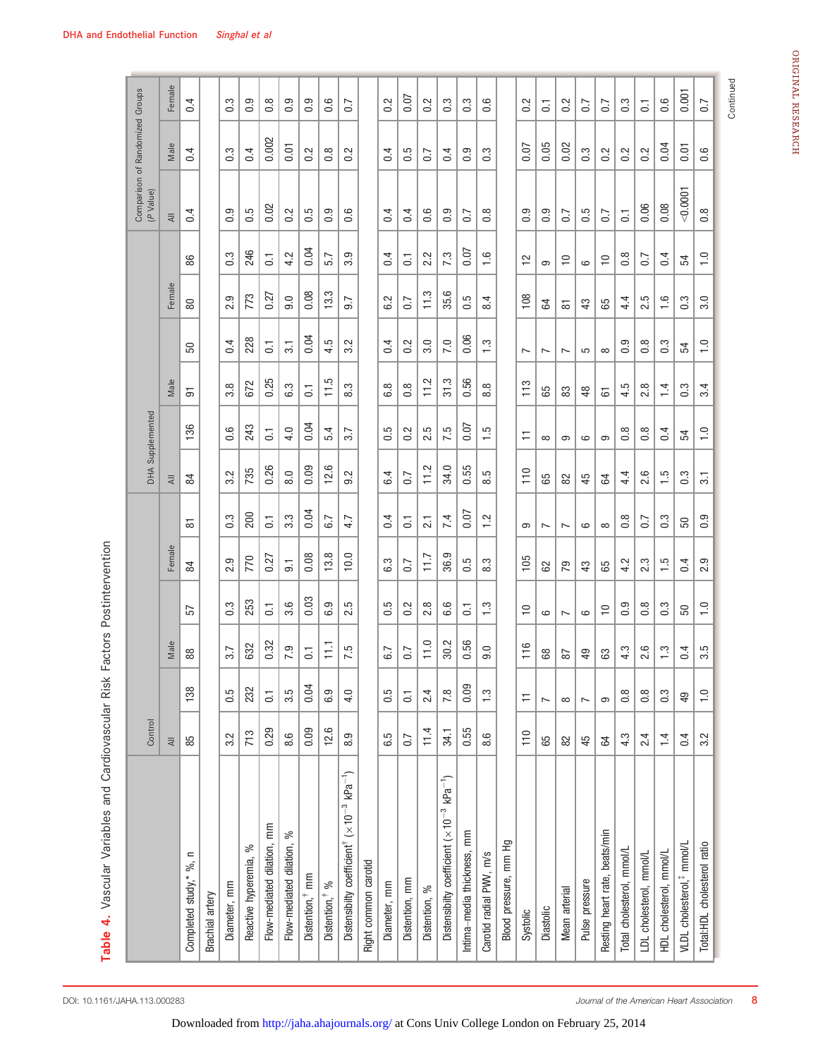**Table 4.** Vascular Variables and Cardiovascular Risk Factors Postintervention

| | Control | | | | | | DHA Supplemented | | | | | | Comparison of Randomized Groups (*P* Value) | | |
|---|---|---|---|---|---|---|---|---|---|---|---|---|---|---|---|
| | All | | Male | | Female | | All | | Male | | Female | | All | Male | Female |
| Completed study,* %, n | 85 | 138 | 88 | 57 | 84 | 81 | 84 | 136 | 91 | 50 | 80 | 86 | 0.4 | 0.4 | 0.4 |
| Brachial artery | | | | | | | | | | | | | | | |
| Diameter, mm | 3.2 | 0.5 | 3.7 | 0.3 | 2.9 | 0.3 | 3.2 | 0.6 | 3.8 | 0.4 | 2.9 | 0.3 | 0.9 | 0.3 | 0.3 |
| Reactive hyperemia, % | 713 | 232 | 632 | 253 | 770 | 200 | 735 | 243 | 672 | 228 | 773 | 246 | 0.5 | 0.4 | 0.9 |
| Flow-mediated dilation, mm | 0.29 | 0.1 | 0.32 | 0.1 | 0.27 | 0.1 | 0.26 | 0.1 | 0.25 | 0.1 | 0.27 | 0.1 | 0.02 | 0.002 | 0.8 |
| Flow-mediated dilation, % | 8.6 | 3.5 | 7.9 | 3.6 | 9.1 | 3.3 | 8.0 | 4.0 | 6.3 | 3.1 | 9.0 | 4.2 | 0.2 | 0.01 | 0.9 |
| Distention,† mm | 0.09 | 0.04 | 0.1 | 0.03 | 0.08 | 0.04 | 0.09 | 0.04 | 0.1 | 0.04 | 0.08 | 0.04 | 0.5 | 0.2 | 0.9 |
| Distention,† % | 12.6 | 6.9 | 11.1 | 6.9 | 13.8 | 6.7 | 12.6 | 5.4 | 11.5 | 4.5 | 13.3 | 5.7 | 0.9 | 0.8 | 0.6 |
| Distensibility coefficient† ($\times 10^{-3}$ kPa$^{-1}$) | 8.9 | 4.0 | 7.5 | 2.5 | 10.0 | 4.7 | 9.2 | 3.7 | 8.3 | 3.2 | 9.7 | 3.9 | 0.6 | 0.2 | 0.7 |
| Right common carotid | | | | | | | | | | | | | | | |
| Diameter, mm | 6.5 | 0.5 | 6.7 | 0.5 | 6.3 | 0.4 | 6.4 | 0.5 | 6.8 | 0.4 | 6.2 | 0.4 | 0.4 | 0.4 | 0.2 |
| Distention, mm | 0.7 | 0.1 | 0.7 | 0.2 | 0.7 | 0.1 | 0.7 | 0.2 | 0.8 | 0.2 | 0.7 | 0.1 | 0.4 | 0.5 | 0.07 |
| Distention, % | 11.4 | 2.4 | 11.0 | 2.8 | 11.7 | 2.1 | 11.2 | 2.5 | 11.2 | 3.0 | 11.3 | 2.2 | 0.6 | 0.7 | 0.2 |
| Distensibility coefficient ($\times 10^{-3}$ kPa$^{-1}$) | 34.1 | 7.8 | 30.2 | 6.6 | 36.9 | 7.4 | 34.0 | 7.5 | 31.3 | 7.0 | 35.6 | 7.3 | 0.9 | 0.4 | 0.3 |
| Intima–media thickness, mm | 0.55 | 0.09 | 0.56 | 0.1 | 0.5 | 0.07 | 0.55 | 0.07 | 0.56 | 0.06 | 0.5 | 0.07 | 0.7 | 0.9 | 0.3 |
| Carotid radial PWV, m/s | 8.6 | 1.3 | 9.0 | 1.3 | 8.3 | 1.2 | 8.5 | 1.5 | 8.8 | 1.3 | 8.4 | 1.6 | 0.8 | 0.3 | 0.6 |
| Blood pressure, mm Hg | | | | | | | | | | | | | | | |
| Systolic | 110 | 11 | 116 | 10 | 105 | 9 | 110 | 11 | 113 | 7 | 108 | 12 | 0.9 | 0.07 | 0.2 |
| Diastolic | 65 | 7 | 68 | 6 | 62 | 7 | 65 | 8 | 65 | 7 | 64 | 9 | 0.9 | 0.05 | 0.1 |
| Mean arterial | 82 | 8 | 87 | 7 | 79 | 7 | 82 | 9 | 83 | 7 | 81 | 10 | 0.7 | 0.02 | 0.2 |
| Pulse pressure | 45 | 7 | 49 | 6 | 43 | 6 | 45 | 6 | 48 | 5 | 43 | 6 | 0.5 | 0.3 | 0.7 |
| Resting heart rate, beats/min | 64 | 9 | 63 | 10 | 65 | 8 | 64 | 9 | 61 | 8 | 65 | 10 | 0.7 | 0.2 | 0.7 |
| Total cholesterol, mmol/L | 4.3 | 0.8 | 4.3 | 0.9 | 4.2 | 0.8 | 4.4 | 0.8 | 4.5 | 0.9 | 4.4 | 0.8 | 0.1 | 0.2 | 0.3 |
| LDL cholesterol, mmol/L | 2.4 | 0.8 | 2.6 | 0.8 | 2.3 | 0.7 | 2.6 | 0.8 | 2.8 | 0.8 | 2.5 | 0.7 | 0.06 | 0.2 | 0.1 |
| HDL cholesterol, mmol/L | 1.4 | 0.3 | 1.3 | 0.3 | 1.5 | 0.3 | 1.5 | 0.4 | 1.4 | 0.3 | 1.6 | 0.4 | 0.08 | 0.04 | 0.6 |
| VLDL cholesterol,‡ mmol/L | 0.4 | 49 | 0.4 | 50 | 0.4 | 50 | 0.3 | 54 | 0.3 | 54 | 0.3 | 54 | <0.0001 | 0.01 | 0.001 |
| Total:HDL cholesterol ratio | 3.2 | 1.0 | 3.5 | 1.0 | 2.9 | 0.9 | 3.1 | 1.0 | 3.4 | 1.0 | 3.0 | 1.0 | 0.8 | 0.6 | 0.7 |

Continued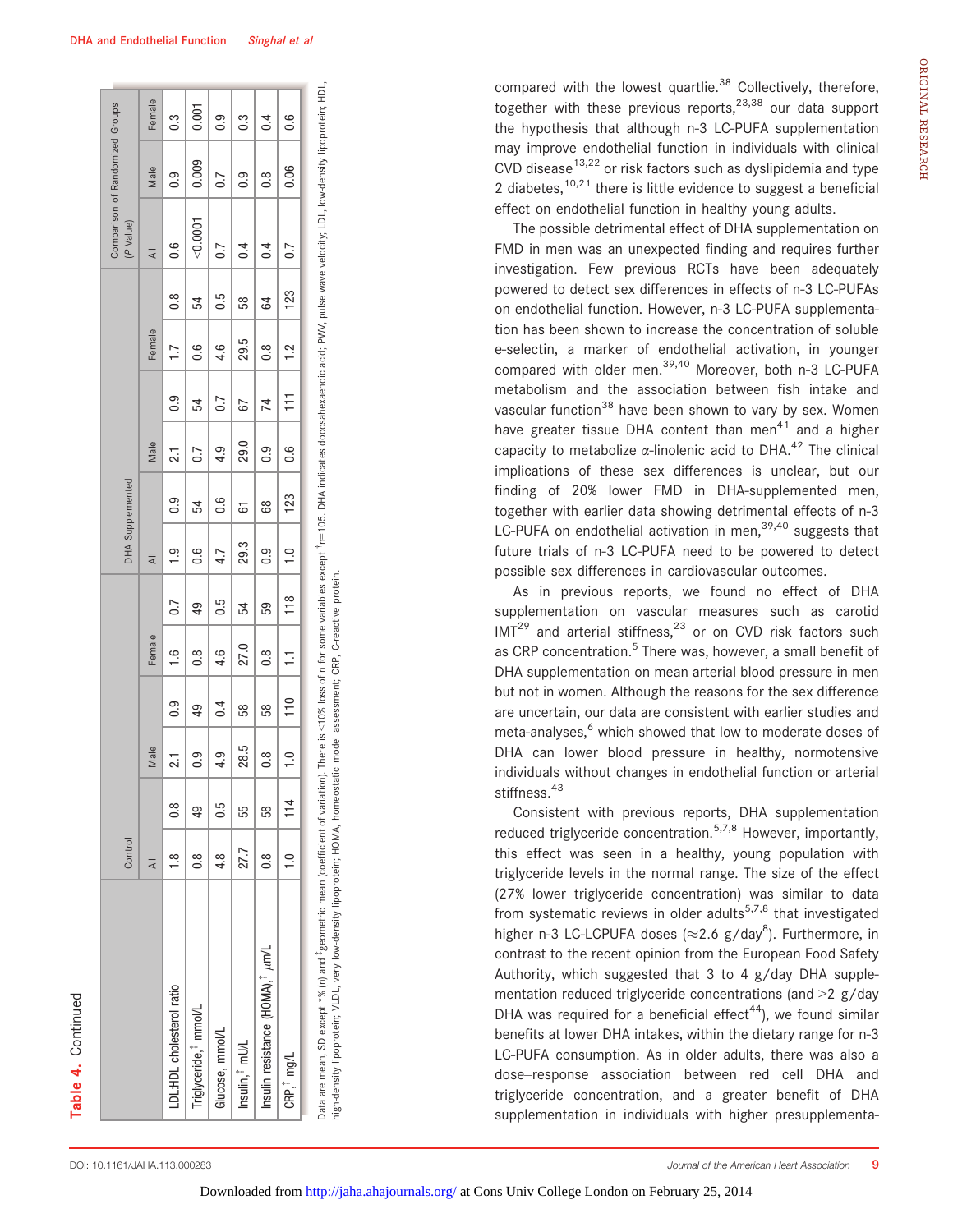**Table 4.** Continued

| | Control | | | | | | DHA Supplemented | | | | | | Comparison of Randomized Groups (P Value) | | |
|---|---|---|---|---|---|---|---|---|---|---|---|---|---|---|---|
| | All | | Male | | Female | | All | | Male | | Female | | All | Male | Female |
| LDL:HDL cholesterol ratio | 1.8 | 0.8 | 2.1 | 0.9 | 1.6 | 0.7 | 1.9 | 0.9 | 2.1 | 0.9 | 1.7 | 0.8 | 0.6 | 0.9 | 0.3 |
| Triglyceride,[‡] mmol/L | 0.8 | 49 | 0.9 | 49 | 0.8 | 49 | 0.6 | 54 | 0.7 | 54 | 0.6 | 54 | <0.0001 | 0.009 | 0.001 |
| Glucose, mmol/L | 4.8 | 0.5 | 4.9 | 0.4 | 4.6 | 0.5 | 4.7 | 0.6 | 4.9 | 0.7 | 4.6 | 0.5 | 0.7 | 0.7 | 0.9 |
| Insulin,[‡] mU/L | 27.7 | 55 | 28.5 | 58 | 27.0 | 54 | 29.3 | 61 | 29.0 | 67 | 29.5 | 58 | 0.4 | 0.9 | 0.3 |
| Insulin resistance (HOMA),[‡] μm/L | 0.8 | 58 | 0.8 | 58 | 0.8 | 59 | 0.9 | 68 | 0.9 | 74 | 0.8 | 64 | 0.4 | 0.8 | 0.4 |
| CRP,[‡] mg/L | 1.0 | 114 | 1.0 | 110 | 1.1 | 118 | 1.0 | 123 | 0.6 | 111 | 1.2 | 123 | 0.7 | 0.06 | 0.6 |

Data are mean, SD except *% (n) and [‡]geometric mean (coefficient of variation). There is <10% loss of n for some variables except [†]n=105. DHA indicates docosahexaenoic acid; PWV, pulse wave velocity; LDL, low-density lipoprotein; HDL, high-density lipoprotein; VLDL, very low-density lipoprotein; HOMA, homeostatic model assessment; CRP, C-reactive protein.

compared with the lowest quartile.[38] Collectively, therefore, together with these previous reports,[23,38] our data support the hypothesis that although n-3 LC-PUFA supplementation may improve endothelial function in individuals with clinical CVD disease[13,22] or risk factors such as dyslipidemia and type 2 diabetes,[10,21] there is little evidence to suggest a beneficial effect on endothelial function in healthy young adults.

The possible detrimental effect of DHA supplementation on FMD in men was an unexpected finding and requires further investigation. Few previous RCTs have been adequately powered to detect sex differences in effects of n-3 LC-PUFAs on endothelial function. However, n-3 LC-PUFA supplementation has been shown to increase the concentration of soluble e-selectin, a marker of endothelial activation, in younger compared with older men.[39,40] Moreover, both n-3 LC-PUFA metabolism and the association between fish intake and vascular function[38] have been shown to vary by sex. Women have greater tissue DHA content than men[41] and a higher capacity to metabolize α-linolenic acid to DHA.[42] The clinical implications of these sex differences is unclear, but our finding of 20% lower FMD in DHA-supplemented men, together with earlier data showing detrimental effects of n-3 LC-PUFA on endothelial activation in men,[39,40] suggests that future trials of n-3 LC-PUFA need to be powered to detect possible sex differences in cardiovascular outcomes.

As in previous reports, we found no effect of DHA supplementation on vascular measures such as carotid IMT[29] and arterial stiffness,[23] or on CVD risk factors such as CRP concentration.[5] There was, however, a small benefit of DHA supplementation on mean arterial blood pressure in men but not in women. Although the reasons for the sex difference are uncertain, our data are consistent with earlier studies and meta-analyses,[6] which showed that low to moderate doses of DHA can lower blood pressure in healthy, normotensive individuals without changes in endothelial function or arterial stiffness.[43]

Consistent with previous reports, DHA supplementation reduced triglyceride concentration.[5,7,8] However, importantly, this effect was seen in a healthy, young population with triglyceride levels in the normal range. The size of the effect (27% lower triglyceride concentration) was similar to data from systematic reviews in older adults[5,7,8] that investigated higher n-3 LC-LCPUFA doses (≈2.6 g/day[8]). Furthermore, in contrast to the recent opinion from the European Food Safety Authority, which suggested that 3 to 4 g/day DHA supplementation reduced triglyceride concentrations (and >2 g/day DHA was required for a beneficial effect[44]), we found similar benefits at lower DHA intakes, within the dietary range for n-3 LC-PUFA consumption. As in older adults, there was also a dose–response association between red cell DHA and triglyceride concentration, and a greater benefit of DHA supplementation in individuals with higher presupplementa-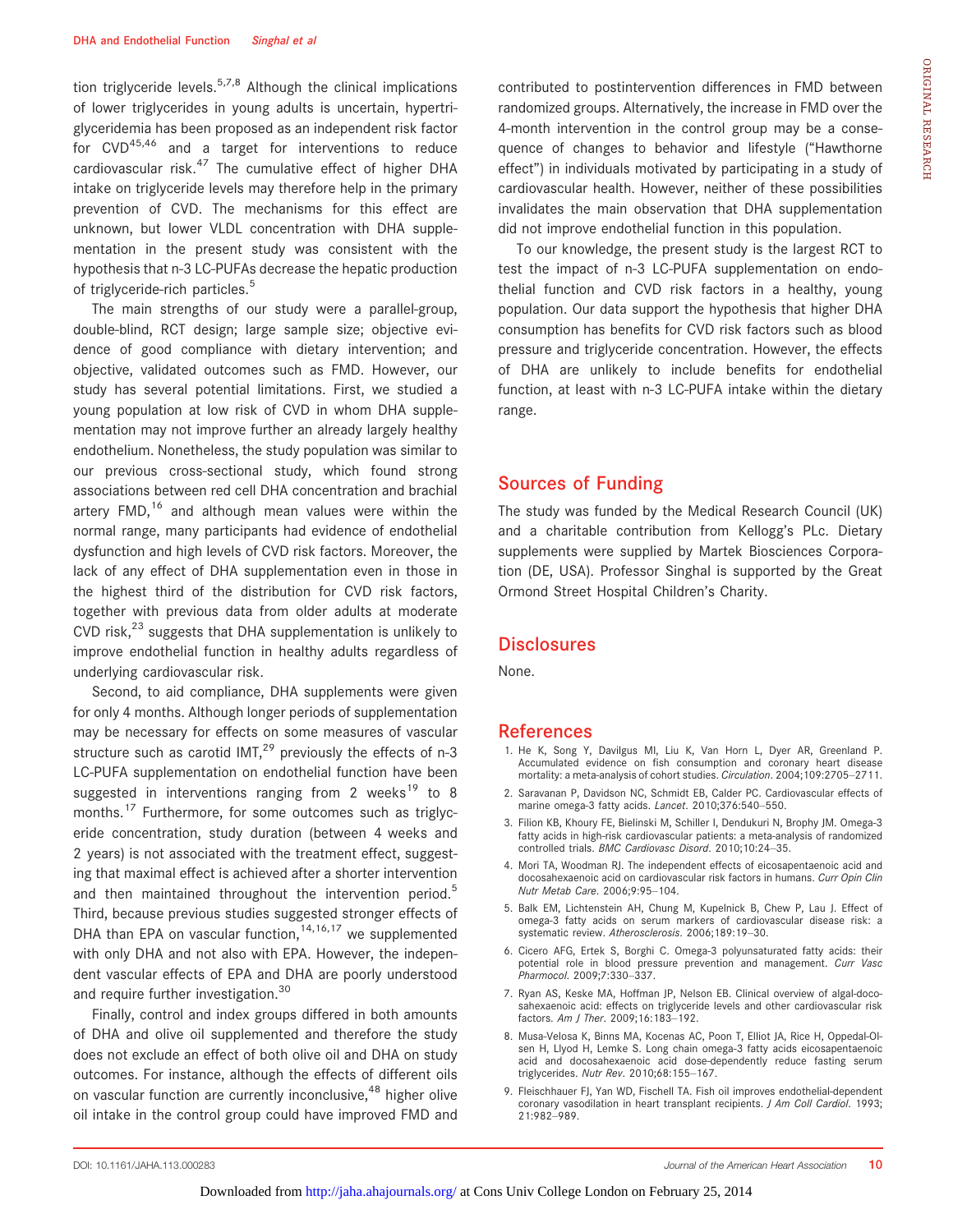tion triglyceride levels.[5,7,8] Although the clinical implications of lower triglycerides in young adults is uncertain, hypertriglyceridemia has been proposed as an independent risk factor for CVD[45,46] and a target for interventions to reduce cardiovascular risk.[47] The cumulative effect of higher DHA intake on triglyceride levels may therefore help in the primary prevention of CVD. The mechanisms for this effect are unknown, but lower VLDL concentration with DHA supplementation in the present study was consistent with the hypothesis that n-3 LC-PUFAs decrease the hepatic production of triglyceride-rich particles.[5]

The main strengths of our study were a parallel-group, double-blind, RCT design; large sample size; objective evidence of good compliance with dietary intervention; and objective, validated outcomes such as FMD. However, our study has several potential limitations. First, we studied a young population at low risk of CVD in whom DHA supplementation may not improve further an already largely healthy endothelium. Nonetheless, the study population was similar to our previous cross-sectional study, which found strong associations between red cell DHA concentration and brachial artery FMD,[16] and although mean values were within the normal range, many participants had evidence of endothelial dysfunction and high levels of CVD risk factors. Moreover, the lack of any effect of DHA supplementation even in those in the highest third of the distribution for CVD risk factors, together with previous data from older adults at moderate CVD risk,[23] suggests that DHA supplementation is unlikely to improve endothelial function in healthy adults regardless of underlying cardiovascular risk.

Second, to aid compliance, DHA supplements were given for only 4 months. Although longer periods of supplementation may be necessary for effects on some measures of vascular structure such as carotid IMT,[29] previously the effects of n-3 LC-PUFA supplementation on endothelial function have been suggested in interventions ranging from 2 weeks[19] to 8 months.[17] Furthermore, for some outcomes such as triglyceride concentration, study duration (between 4 weeks and 2 years) is not associated with the treatment effect, suggesting that maximal effect is achieved after a shorter intervention and then maintained throughout the intervention period.[5] Third, because previous studies suggested stronger effects of DHA than EPA on vascular function,[14,16,17] we supplemented with only DHA and not also with EPA. However, the independent vascular effects of EPA and DHA are poorly understood and require further investigation.[30]

Finally, control and index groups differed in both amounts of DHA and olive oil supplemented and therefore the study does not exclude an effect of both olive oil and DHA on study outcomes. For instance, although the effects of different oils on vascular function are currently inconclusive,[48] higher olive oil intake in the control group could have improved FMD and contributed to postintervention differences in FMD between randomized groups. Alternatively, the increase in FMD over the 4-month intervention in the control group may be a consequence of changes to behavior and lifestyle ("Hawthorne effect") in individuals motivated by participating in a study of cardiovascular health. However, neither of these possibilities invalidates the main observation that DHA supplementation did not improve endothelial function in this population.

To our knowledge, the present study is the largest RCT to test the impact of n-3 LC-PUFA supplementation on endothelial function and CVD risk factors in a healthy, young population. Our data support the hypothesis that higher DHA consumption has benefits for CVD risk factors such as blood pressure and triglyceride concentration. However, the effects of DHA are unlikely to include benefits for endothelial function, at least with n-3 LC-PUFA intake within the dietary range.

## Sources of Funding

The study was funded by the Medical Research Council (UK) and a charitable contribution from Kellogg's PLc. Dietary supplements were supplied by Martek Biosciences Corporation (DE, USA). Professor Singhal is supported by the Great Ormond Street Hospital Children's Charity.

## Disclosures

None.

## References

1. He K, Song Y, Davilgus MI, Liu K, Van Horn L, Dyer AR, Greenland P. Accumulated evidence on fish consumption and coronary heart disease mortality: a meta-analysis of cohort studies. *Circulation*. 2004;109:2705–2711.
2. Saravanan P, Davidson NC, Schmidt EB, Calder PC. Cardiovascular effects of marine omega-3 fatty acids. *Lancet*. 2010;376:540–550.
3. Filion KB, Khoury FE, Bielinski M, Schiller I, Dendukuri N, Brophy JM. Omega-3 fatty acids in high-risk cardiovascular patients: a meta-analysis of randomized controlled trials. *BMC Cardiovasc Disord*. 2010;10:24–35.
4. Mori TA, Woodman RJ. The independent effects of eicosapentaenoic acid and docosahexaenoic acid on cardiovascular risk factors in humans. *Curr Opin Clin Nutr Metab Care*. 2006;9:95–104.
5. Balk EM, Lichtenstein AH, Chung M, Kupelnick B, Chew P, Lau J. Effect of omega-3 fatty acids on serum markers of cardiovascular disease risk: a systematic review. *Atherosclerosis*. 2006;189:19–30.
6. Cicero AFG, Ertek S, Borghi C. Omega-3 polyunsaturated fatty acids: their potential role in blood pressure prevention and management. *Curr Vasc Pharmacol*. 2009;7:330–337.
7. Ryan AS, Keske MA, Hoffman JP, Nelson EB. Clinical overview of algal-docosahexaenoic acid: effects on triglyceride levels and other cardiovascular risk factors. *Am J Ther*. 2009;16:183–192.
8. Musa-Velosa K, Binns MA, Kocenas AC, Poon T, Elliot JA, Rice H, Oppedal-Olsen H, Llyod H, Lemke S. Long chain omega-3 fatty acids eicosapentaenoic acid and docosahexaenoic acid dose-dependently reduce fasting serum triglycerides. *Nutr Rev*. 2010;68:155–167.
9. Fleischhauer FJ, Yan WD, Fischell TA. Fish oil improves endothelial-dependent coronary vasodilation in heart transplant recipients. *J Am Coll Cardiol*. 1993; 21:982–989.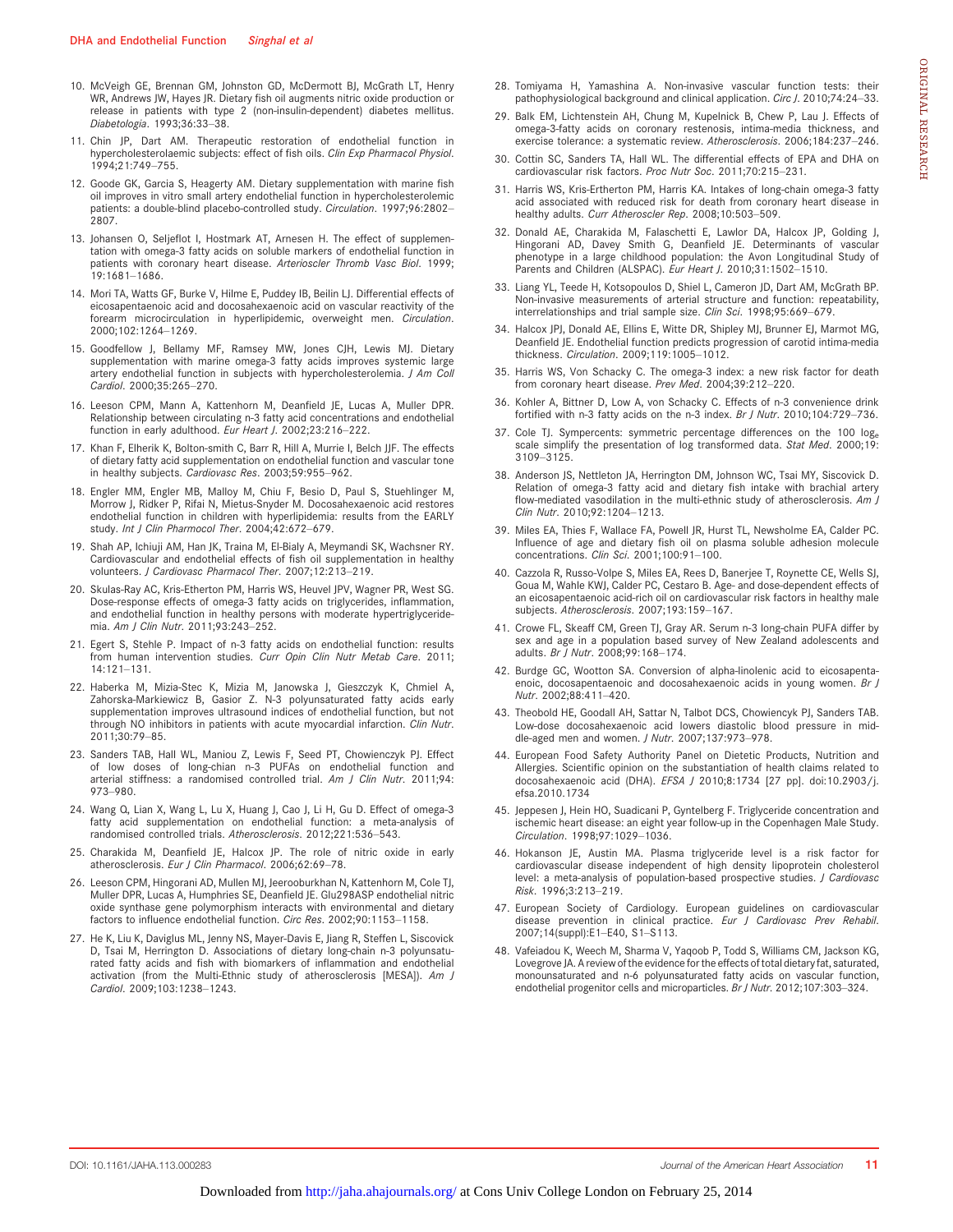10. McVeigh GE, Brennan GM, Johnston GD, McDermott BJ, McGrath LT, Henry WR, Andrews JW, Hayes JR. Dietary fish oil augments nitric oxide production or release in patients with type 2 (non-insulin-dependent) diabetes mellitus. *Diabetologia*. 1993;36:33–38.

11. Chin JP, Dart AM. Therapeutic restoration of endothelial function in hypercholesterolaemic subjects: effect of fish oils. *Clin Exp Pharmacol Physiol*. 1994;21:749–755.

12. Goode GK, Garcia S, Heagerty AM. Dietary supplementation with marine fish oil improves in vitro small artery endothelial function in hypercholesterolemic patients: a double-blind placebo-controlled study. *Circulation*. 1997;96:2802–2807.

13. Johansen O, Seljeflot I, Hostmark AT, Arnesen H. The effect of supplementation with omega-3 fatty acids on soluble markers of endothelial function in patients with coronary heart disease. *Arterioscler Thromb Vasc Biol*. 1999;19:1681–1686.

14. Mori TA, Watts GF, Burke V, Hilme E, Puddey IB, Beilin LJ. Differential effects of eicosapentaenoic acid and docosahexaenoic acid on vascular reactivity of the forearm microcirculation in hyperlipidemic, overweight men. *Circulation*. 2000;102:1264–1269.

15. Goodfellow J, Bellamy MF, Ramsey MW, Jones CJH, Lewis MJ. Dietary supplementation with marine omega-3 fatty acids improves systemic large artery endothelial function in subjects with hypercholesterolemia. *J Am Coll Cardiol*. 2000;35:265–270.

16. Leeson CPM, Mann A, Kattenhorn M, Deanfield JE, Lucas A, Muller DPR. Relationship between circulating n-3 fatty acid concentrations and endothelial function in early adulthood. *Eur Heart J*. 2002;23:216–222.

17. Khan F, Elherik K, Bolton-smith C, Barr R, Hill A, Murrie I, Belch JJF. The effects of dietary fatty acid supplementation on endothelial function and vascular tone in healthy subjects. *Cardiovasc Res*. 2003;59:955–962.

18. Engler MM, Engler MB, Malloy M, Chiu F, Besio D, Paul S, Stuehlinger M, Morrow J, Ridker P, Rifai N, Mietus-Snyder M. Docosahexaenoic acid restores endothelial function in children with hyperlipidemia: results from the EARLY study. *Int J Clin Pharmocol Ther*. 2004;42:672–679.

19. Shah AP, Ichiuji AM, Han JK, Traina M, El-Bialy A, Meymandi SK, Wachsner RY. Cardiovascular and endothelial effects of fish oil supplementation in healthy volunteers. *J Cardiovasc Pharmacol Ther*. 2007;12:213–219.

20. Skulas-Ray AC, Kris-Etherton PM, Harris WS, Heuvel JPV, Wagner PR, West SG. Dose-response effects of omega-3 fatty acids on triglycerides, inflammation, and endothelial function in healthy persons with moderate hypertriglyceridemia. *Am J Clin Nutr*. 2011;93:243–252.

21. Egert S, Stehle P. Impact of n-3 fatty acids on endothelial function: results from human intervention studies. *Curr Opin Clin Nutr Metab Care*. 2011;14:121–131.

22. Haberka M, Mizia-Stec K, Mizia M, Janowska J, Gieszczyk K, Chmiel A, Zahorska-Markiewicz B, Gasior Z. N-3 polyunsaturated fatty acids early supplementation improves ultrasound indices of endothelial function, but not through NO inhibitors in patients with acute myocardial infarction. *Clin Nutr*. 2011;30:79–85.

23. Sanders TAB, Hall WL, Maniou Z, Lewis F, Seed PT, Chowienczyk PJ. Effect of low doses of long-chian n-3 PUFAs on endothelial function and arterial stiffness: a randomised controlled trial. *Am J Clin Nutr*. 2011;94:973–980.

24. Wang Q, Lian X, Wang L, Lu X, Huang J, Cao J, Li H, Gu D. Effect of omega-3 fatty acid supplementation on endothelial function: a meta-analysis of randomised controlled trials. *Atherosclerosis*. 2012;221:536–543.

25. Charakida M, Deanfield JE, Halcox JP. The role of nitric oxide in early atherosclerosis. *Eur J Clin Pharmacol*. 2006;62:69–78.

26. Leeson CPM, Hingorani AD, Mullen MJ, Jeerooburkhan N, Kattenhorn M, Cole TJ, Muller DPR, Lucas A, Humphries SE, Deanfield JE. Glu298ASP endothelial nitric oxide synthase gene polymorphism interacts with environmental and dietary factors to influence endothelial function. *Circ Res*. 2002;90:1153–1158.

27. He K, Liu K, Daviglus ML, Jenny NS, Mayer-Davis E, Jiang R, Steffen L, Siscovick D, Tsai M, Herrington D. Associations of dietary long-chain n-3 polyunsaturated fatty acids and fish with biomarkers of inflammation and endothelial activation (from the Multi-Ethnic study of atherosclerosis [MESA]). *Am J Cardiol*. 2009;103:1238–1243.

28. Tomiyama H, Yamashina A. Non-invasive vascular function tests: their pathophysiological background and clinical application. *Circ J*. 2010;74:24–33.

29. Balk EM, Lichtenstein AH, Chung M, Kupelnick B, Chew P, Lau J. Effects of omega-3-fatty acids on coronary restenosis, intima-media thickness, and exercise tolerance: a systematic review. *Atherosclerosis*. 2006;184:237–246.

30. Cottin SC, Sanders TA, Hall WL. The differential effects of EPA and DHA on cardiovascular risk factors. *Proc Nutr Soc*. 2011;70:215–231.

31. Harris WS, Kris-Ertherton PM, Harris KA. Intakes of long-chain omega-3 fatty acid associated with reduced risk for death from coronary heart disease in healthy adults. *Curr Atheroscler Rep*. 2008;10:503–509.

32. Donald AE, Charakida M, Falaschetti E, Lawlor DA, Halcox JP, Golding J, Hingorani AD, Davey Smith G, Deanfield JE. Determinants of vascular phenotype in a large childhood population: the Avon Longitudinal Study of Parents and Children (ALSPAC). *Eur Heart J*. 2010;31:1502–1510.

33. Liang YL, Teede H, Kotsopoulos D, Shiel L, Cameron JD, Dart AM, McGrath BP. Non-invasive measurements of arterial structure and function: repeatability, interrelationships and trial sample size. *Clin Sci*. 1998;95:669–679.

34. Halcox JPJ, Donald AE, Ellins E, Witte DR, Shipley MJ, Brunner EJ, Marmot MG, Deanfield JE. Endothelial function predicts progression of carotid intima-media thickness. *Circulation*. 2009;119:1005–1012.

35. Harris WS, Von Schacky C. The omega-3 index: a new risk factor for death from coronary heart disease. *Prev Med*. 2004;39:212–220.

36. Kohler A, Bittner D, Low A, von Schacky C. Effects of n-3 convenience drink fortified with n-3 fatty acids on the n-3 index. *Br J Nutr*. 2010;104:729–736.

37. Cole TJ. Sympercents: symmetric percentage differences on the 100 $\log_e$ scale simplify the presentation of log transformed data. *Stat Med*. 2000;19:3109–3125.

38. Anderson JS, Nettleton JA, Herrington DM, Johnson WC, Tsai MY, Siscovick D. Relation of omega-3 fatty acid and dietary fish intake with brachial artery flow-mediated vasodilation in the multi-ethnic study of atherosclerosis. *Am J Clin Nutr*. 2010;92:1204–1213.

39. Miles EA, Thies F, Wallace FA, Powell JR, Hurst TL, Newsholme EA, Calder PC. Influence of age and dietary fish oil on plasma soluble adhesion molecule concentrations. *Clin Sci*. 2001;100:91–100.

40. Cazzola R, Russo-Volpe S, Miles EA, Rees D, Banerjee T, Roynette CE, Wells SJ, Goua M, Wahle KWJ, Calder PC, Cestaro B. Age- and dose-dependent effects of an eicosapentaenoic acid-rich oil on cardiovascular risk factors in healthy male subjects. *Atherosclerosis*. 2007;193:159–167.

41. Crowe FL, Skeaff CM, Green TJ, Gray AR. Serum n-3 long-chain PUFA differ by sex and age in a population based survey of New Zealand adolescents and adults. *Br J Nutr*. 2008;99:168–174.

42. Burdge GC, Wootton SA. Conversion of alpha-linolenic acid to eicosapentaenoic, docosapentaenoic and docosahexaenoic acids in young women. *Br J Nutr*. 2002;88:411–420.

43. Theobold HE, Goodall AH, Sattar N, Talbot DCS, Chowiencyk PJ, Sanders TAB. Low-dose docosahexaenoic acid lowers diastolic blood pressure in middle-aged men and women. *J Nutr*. 2007;137:973–978.

44. European Food Safety Authority Panel on Dietetic Products, Nutrition and Allergies. Scientific opinion on the substantiation of health claims related to docosahexaenoic acid (DHA). *EFSA J* 2010;8:1734 [27 pp]. doi:10.2903/j.efsa.2010.1734

45. Jeppesen J, Hein HO, Suadicani P, Gyntelberg F. Triglyceride concentration and ischemic heart disease: an eight year follow-up in the Copenhagen Male Study. *Circulation*. 1998;97:1029–1036.

46. Hokanson JE, Austin MA. Plasma triglyceride level is a risk factor for cardiovascular disease independent of high density lipoprotein cholesterol level: a meta-analysis of population-based prospective studies. *J Cardiovasc Risk*. 1996;3:213–219.

47. European Society of Cardiology. European guidelines on cardiovascular disease prevention in clinical practice. *Eur J Cardiovasc Prev Rehabil*. 2007;14(suppl):E1–E40, S1–S113.

48. Vafeiadou K, Weech M, Sharma V, Yaqoob P, Todd S, Williams CM, Jackson KG, Lovegrove JA. A review of the evidence for the effects of total dietary fat, saturated, monounsaturated and n-6 polyunsaturated fatty acids on vascular function, endothelial progenitor cells and microparticles. *Br J Nutr*. 2012;107:303–324.